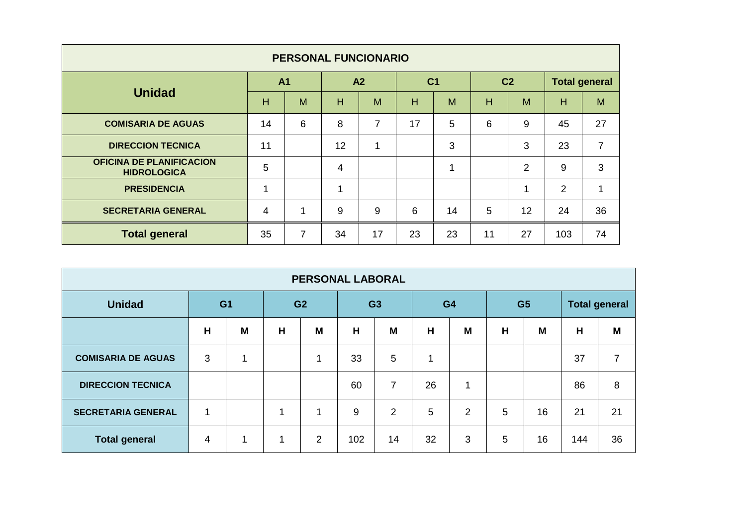| PERSONAL FUNCIONARIO | | | | | | | | | | |
|---|---|---|---|---|---|---|---|---|---|---|
| **Unidad** | **A1** | | **A2** | | **C1** | | **C2** | | **Total general** | |
| | H | M | H | M | H | M | H | M | H | M |
| **COMISARIA DE AGUAS** | 14 | 6 | 8 | 7 | 17 | 5 | 6 | 9 | 45 | 27 |
| **DIRECCION TECNICA** | 11 | | 12 | 1 | | 3 | | 3 | 23 | 7 |
| **OFICINA DE PLANIFICACION HIDROLOGICA** | 5 | | 4 | | | 1 | | 2 | 9 | 3 |
| **PRESIDENCIA** | 1 | | 1 | | | | | 1 | 2 | 1 |
| **SECRETARIA GENERAL** | 4 | 1 | 9 | 9 | 6 | 14 | 5 | 12 | 24 | 36 |
| **Total general** | 35 | 7 | 34 | 17 | 23 | 23 | 11 | 27 | 103 | 74 |

| PERSONAL LABORAL | | | | | | | | | | | | |
|---|---|---|---|---|---|---|---|---|---|---|---|---|
| **Unidad** | **G1** | | **G2** | | **G3** | | **G4** | | **G5** | | **Total general** | |
| | **H** | **M** | **H** | **M** | **H** | **M** | **H** | **M** | **H** | **M** | **H** | **M** |
| **COMISARIA DE AGUAS** | 3 | 1 | | 1 | 33 | 5 | 1 | | | | 37 | 7 |
| **DIRECCION TECNICA** | | | | | 60 | 7 | 26 | 1 | | | 86 | 8 |
| **SECRETARIA GENERAL** | 1 | | 1 | 1 | 9 | 2 | 5 | 2 | 5 | 16 | 21 | 21 |
| **Total general** | 4 | 1 | 1 | 2 | 102 | 14 | 32 | 3 | 5 | 16 | 144 | 36 |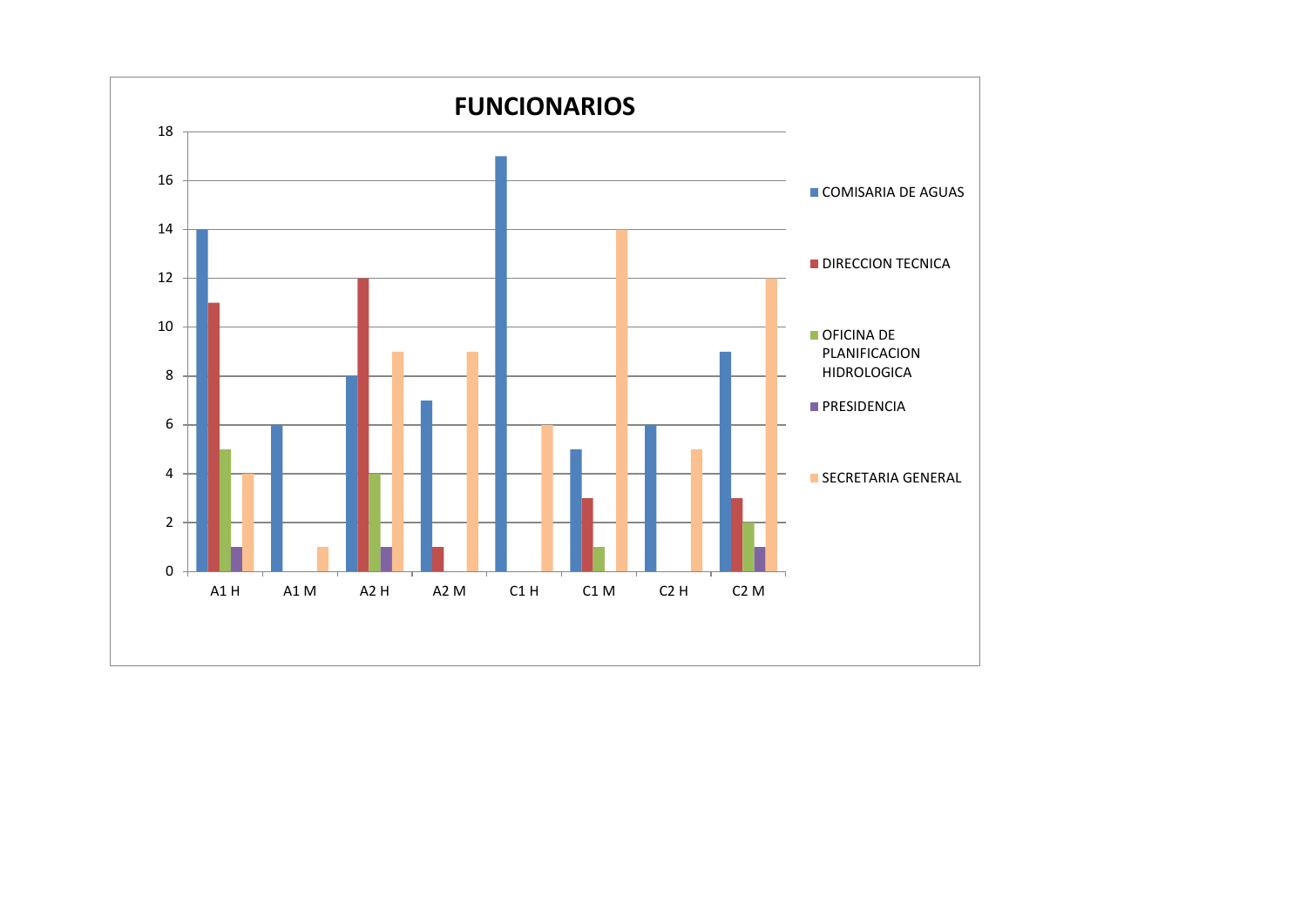# FUNCIONARIOS

| | COMISARIA DE AGUAS | DIRECCION TECNICA | OFICINA DE PLANIFICACION HIDROLOGICA | PRESIDENCIA | SECRETARIA GENERAL |
|---|---|---|---|---|---|
| A1 H | 14 | 11 | 5 | 1 | 4 |
| A1 M | 6 | | | | 1 |
| A2 H | 8 | 12 | 4 | 1 | 9 |
| A2 M | 7 | 1 | | | 9 |
| C1 H | 17 | | | | 6 |
| C1 M | 5 | 3 | 1 | | 14 |
| C2 H | 6 | | | | 5 |
| C2 M | 9 | 3 | 2 | 1 | 12 |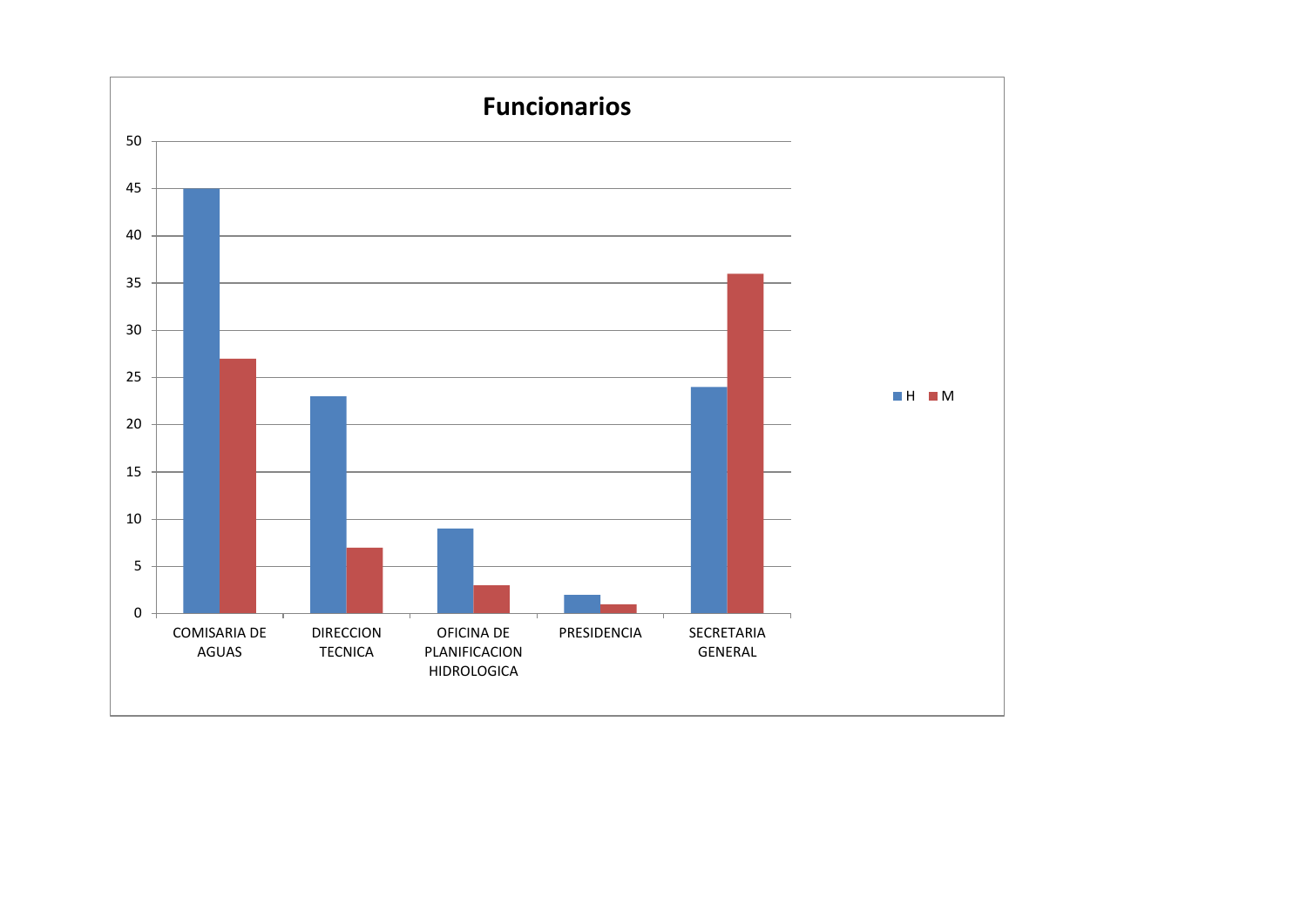## Funcionarios

| | H | M |
|---|---|---|
| COMISARIA DE AGUAS | 45 | 27 |
| DIRECCION TECNICA | 23 | 7 |
| OFICINA DE PLANIFICACION HIDROLOGICA | 9 | 3 |
| PRESIDENCIA | 2 | 1 |
| SECRETARIA GENERAL | 24 | 36 |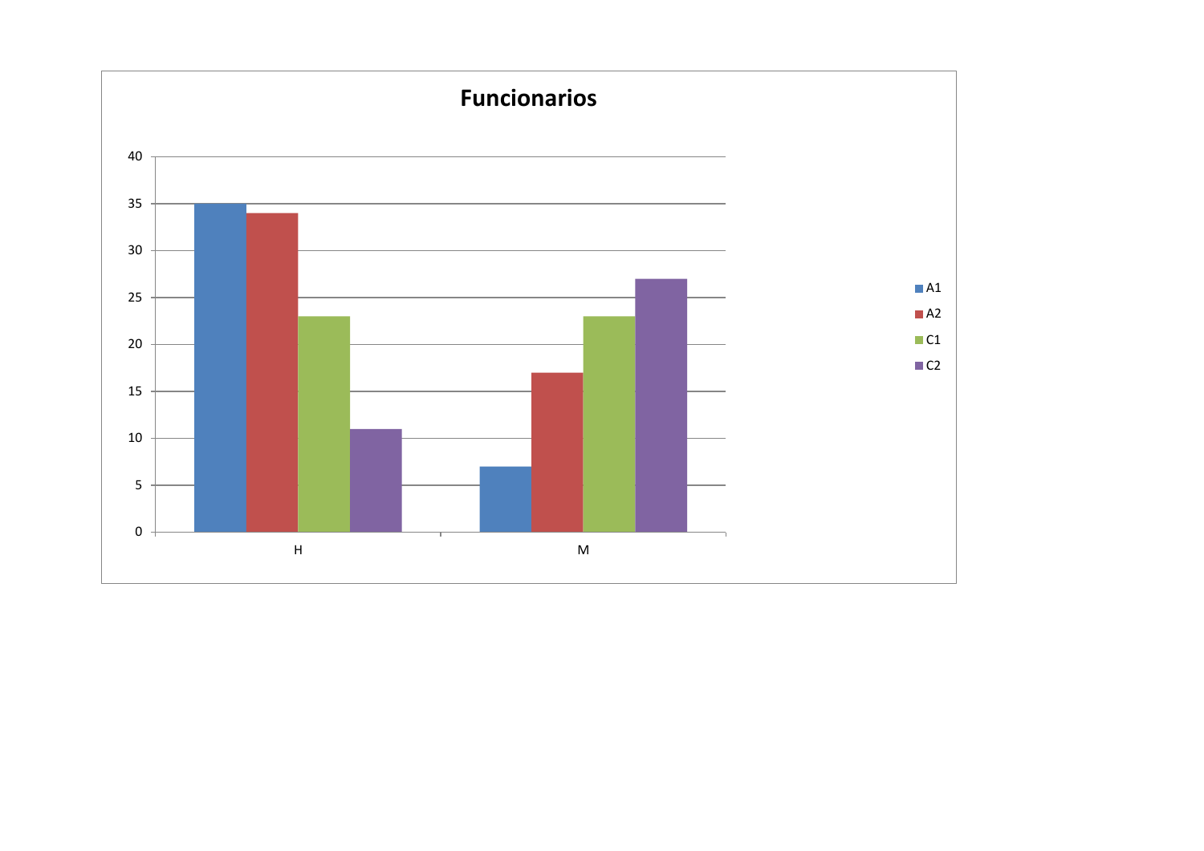## Funcionarios

| | A1 | A2 | C1 | C2 |
|---|---|---|---|---|
| H | 35 | 34 | 23 | 11 |
| M | 7 | 17 | 23 | 27 |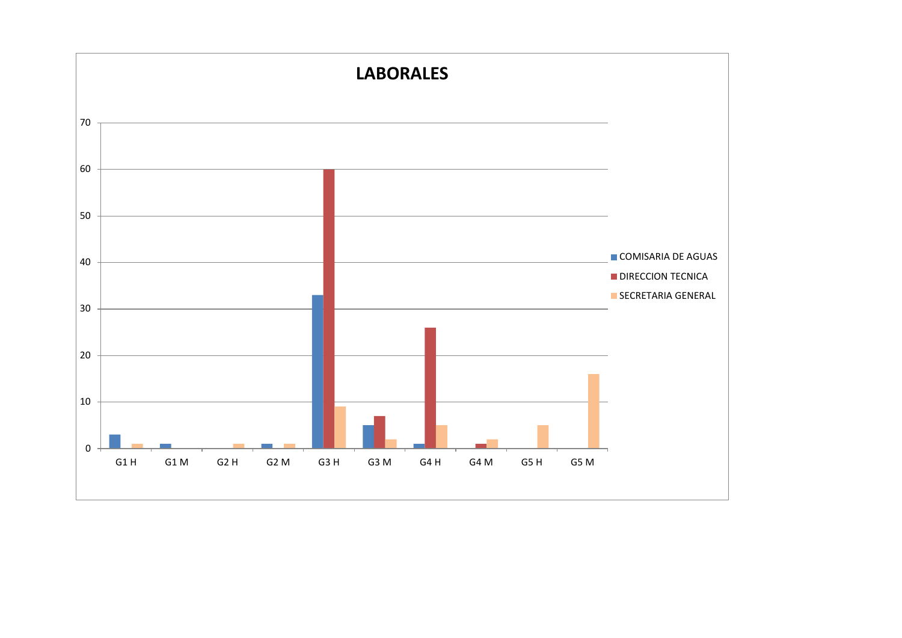# LABORALES

| | COMISARIA DE AGUAS | DIRECCION TECNICA | SECRETARIA GENERAL |
|---|---|---|---|
| G1 H | 3 | 0 | 1 |
| G1 M | 1 | 0 | 0 |
| G2 H | 0 | 0 | 1 |
| G2 M | 1 | 0 | 1 |
| G3 H | 33 | 60 | 9 |
| G3 M | 5 | 7 | 2 |
| G4 H | 1 | 26 | 5 |
| G4 M | 0 | 1 | 2 |
| G5 H | 0 | 0 | 5 |
| G5 M | 0 | 0 | 16 |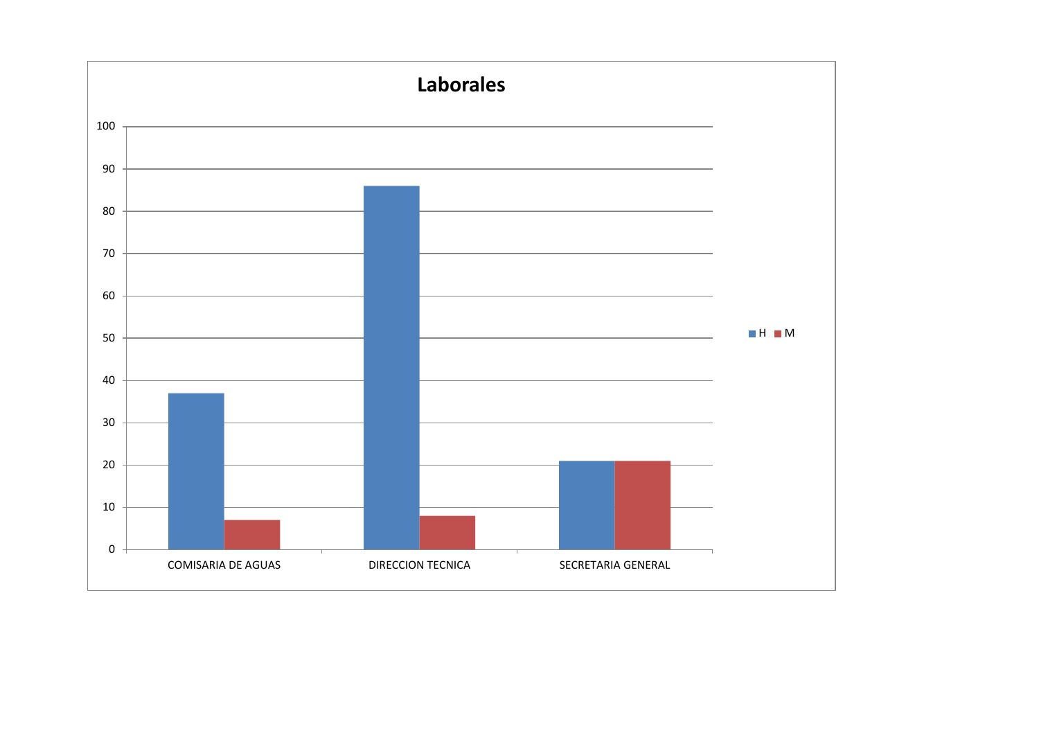## Laborales

| | H | M |
|---|---|---|
| COMISARIA DE AGUAS | 37 | 7 |
| DIRECCION TECNICA | 86 | 8 |
| SECRETARIA GENERAL | 21 | 21 |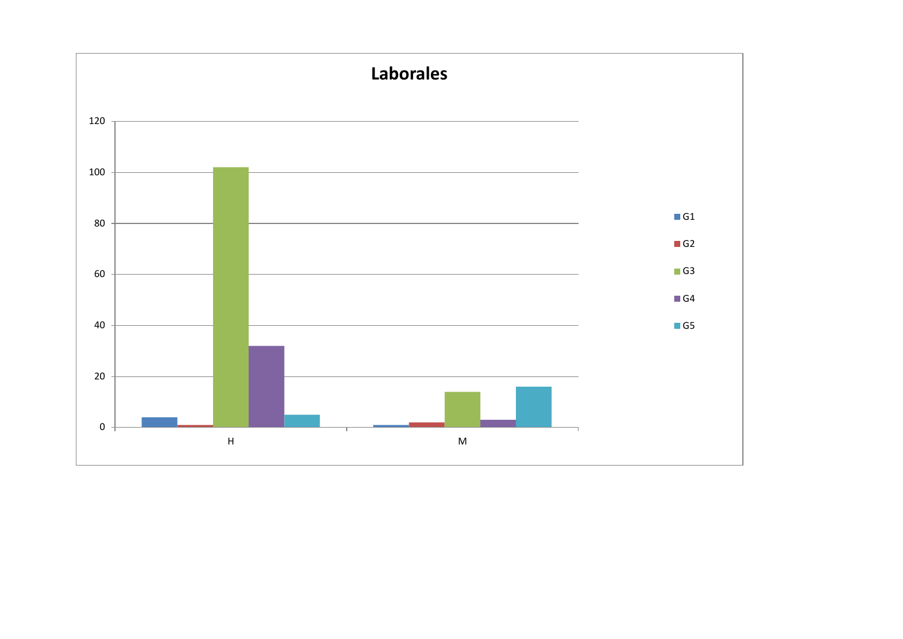**Laborales**

120

100

80

60

40

20

0

H

M

G1

G2

G3

G4

G5